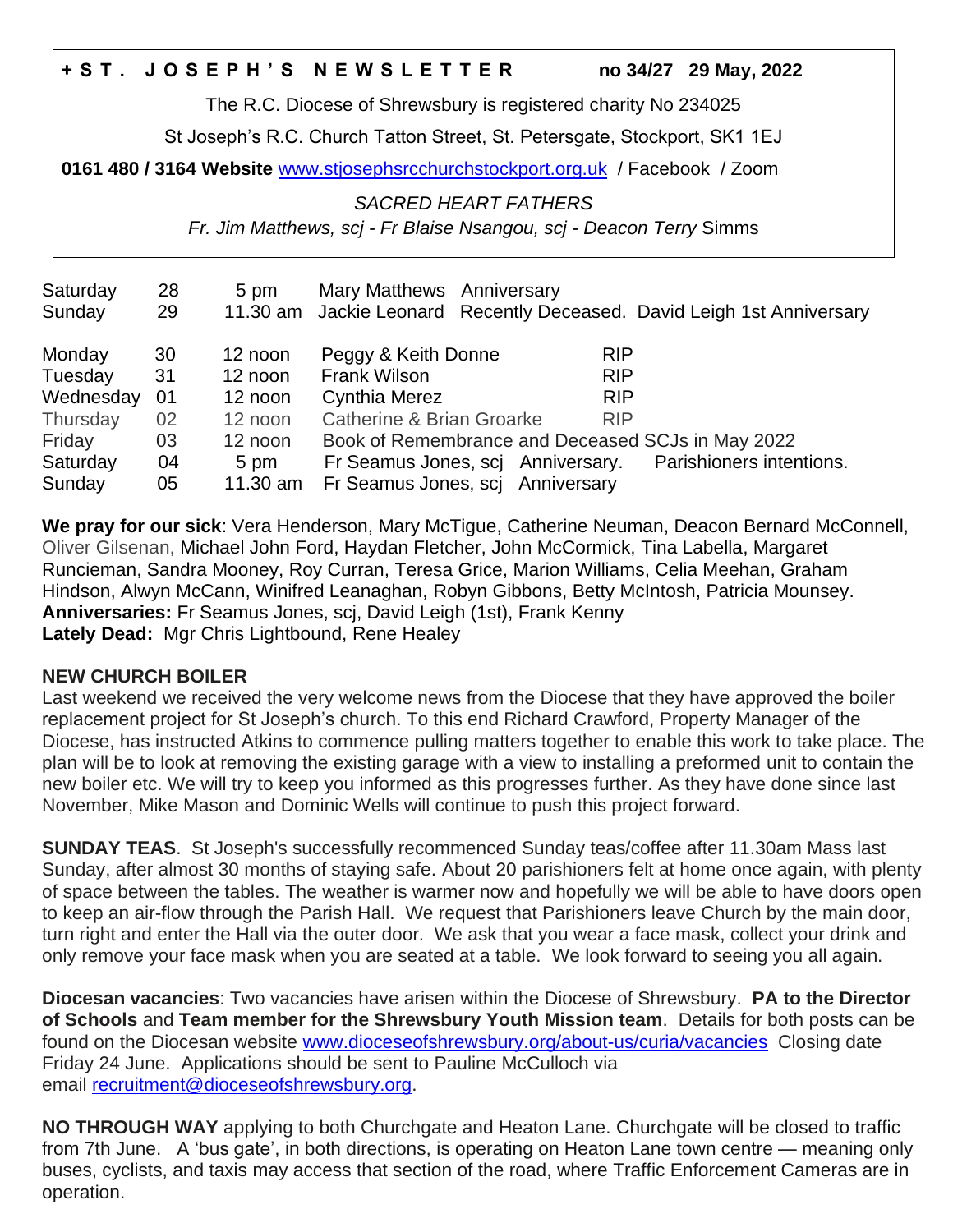**+ S T . J O S E P H ' S N E W S L E T T E R** **no 34/27 29 May, 2022**

The R.C. Diocese of Shrewsbury is registered charity No 234025

St Joseph's R.C. Church Tatton Street, St. Petersgate, Stockport, SK1 1EJ

**0161 480 / 3164 Website** www.stjosephsrcchurchstockport.org.uk / Facebook / Zoom

*SACRED HEART FATHERS*

*Fr. Jim Matthews, scj - Fr Blaise Nsangou, scj - Deacon Terry* Simms

| | | | | |
|---|---|---|---|---|
| Saturday | 28 | 5 pm | Mary Matthews Anniversary | |
| Sunday | 29 | 11.30 am | Jackie Leonard Recently Deceased. David Leigh 1st Anniversary | |
| Monday | 30 | 12 noon | Peggy & Keith Donne | RIP |
| Tuesday | 31 | 12 noon | Frank Wilson | RIP |
| Wednesday | 01 | 12 noon | Cynthia Merez | RIP |
| Thursday | 02 | 12 noon | Catherine & Brian Groarke | RIP |
| Friday | 03 | 12 noon | Book of Remembrance and Deceased SCJs in May 2022 | |
| Saturday | 04 | 5 pm | Fr Seamus Jones, scj Anniversary. Parishioners intentions. | |
| Sunday | 05 | 11.30 am | Fr Seamus Jones, scj Anniversary | |

**We pray for our sick**: Vera Henderson, Mary McTigue, Catherine Neuman, Deacon Bernard McConnell, Oliver Gilsenan, Michael John Ford, Haydan Fletcher, John McCormick, Tina Labella, Margaret Runcieman, Sandra Mooney, Roy Curran, Teresa Grice, Marion Williams, Celia Meehan, Graham Hindson, Alwyn McCann, Winifred Leanaghan, Robyn Gibbons, Betty McIntosh, Patricia Mounsey.
**Anniversaries:** Fr Seamus Jones, scj, David Leigh (1st), Frank Kenny
**Lately Dead:** Mgr Chris Lightbound, Rene Healey

**NEW CHURCH BOILER**

Last weekend we received the very welcome news from the Diocese that they have approved the boiler replacement project for St Joseph's church. To this end Richard Crawford, Property Manager of the Diocese, has instructed Atkins to commence pulling matters together to enable this work to take place. The plan will be to look at removing the existing garage with a view to installing a preformed unit to contain the new boiler etc. We will try to keep you informed as this progresses further. As they have done since last November, Mike Mason and Dominic Wells will continue to push this project forward.

**SUNDAY TEAS**. St Joseph's successfully recommenced Sunday teas/coffee after 11.30am Mass last Sunday, after almost 30 months of staying safe. About 20 parishioners felt at home once again, with plenty of space between the tables. The weather is warmer now and hopefully we will be able to have doors open to keep an air-flow through the Parish Hall. We request that Parishioners leave Church by the main door, turn right and enter the Hall via the outer door. We ask that you wear a face mask, collect your drink and only remove your face mask when you are seated at a table. We look forward to seeing you all again.

**Diocesan vacancies**: Two vacancies have arisen within the Diocese of Shrewsbury. **PA to the Director of Schools** and **Team member for the Shrewsbury Youth Mission team**. Details for both posts can be found on the Diocesan website www.dioceseofshrewsbury.org/about-us/curia/vacancies Closing date Friday 24 June. Applications should be sent to Pauline McCulloch via email recruitment@dioceseofshrewsbury.org.

**NO THROUGH WAY** applying to both Churchgate and Heaton Lane. Churchgate will be closed to traffic from 7th June. A 'bus gate', in both directions, is operating on Heaton Lane town centre — meaning only buses, cyclists, and taxis may access that section of the road, where Traffic Enforcement Cameras are in operation.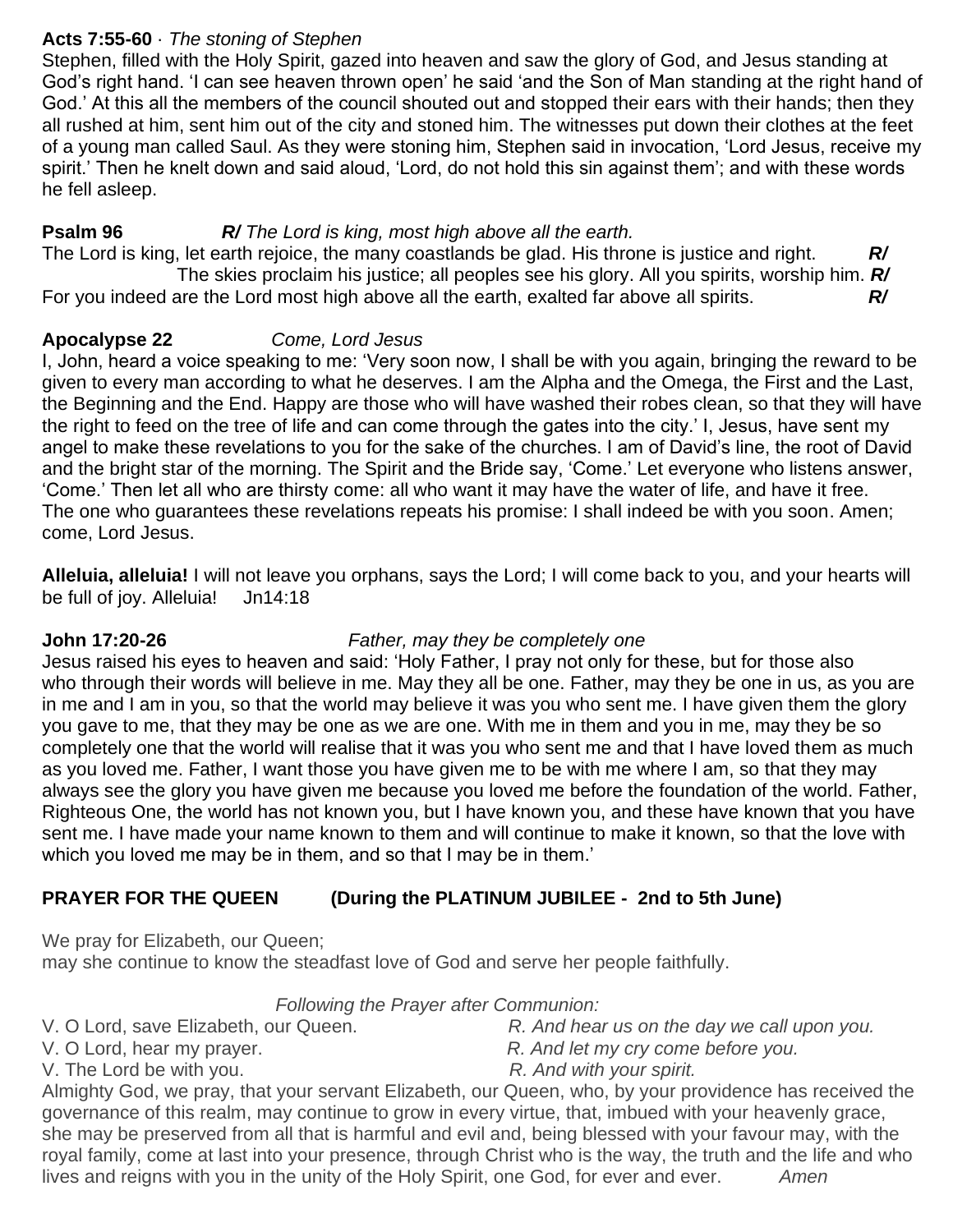**Acts 7:55-60** · *The stoning of Stephen*

Stephen, filled with the Holy Spirit, gazed into heaven and saw the glory of God, and Jesus standing at God's right hand. 'I can see heaven thrown open' he said 'and the Son of Man standing at the right hand of God.' At this all the members of the council shouted out and stopped their ears with their hands; then they all rushed at him, sent him out of the city and stoned him. The witnesses put down their clothes at the feet of a young man called Saul. As they were stoning him, Stephen said in invocation, 'Lord Jesus, receive my spirit.' Then he knelt down and said aloud, 'Lord, do not hold this sin against them'; and with these words he fell asleep.

**Psalm 96** ***R/*** *The Lord is king, most high above all the earth.*

The Lord is king, let earth rejoice, the many coastlands be glad. His throne is justice and right. ***R/***

The skies proclaim his justice; all peoples see his glory. All you spirits, worship him. ***R/***

For you indeed are the Lord most high above all the earth, exalted far above all spirits. ***R/***

**Apocalypse 22** *Come, Lord Jesus*

I, John, heard a voice speaking to me: 'Very soon now, I shall be with you again, bringing the reward to be given to every man according to what he deserves. I am the Alpha and the Omega, the First and the Last, the Beginning and the End. Happy are those who will have washed their robes clean, so that they will have the right to feed on the tree of life and can come through the gates into the city.' I, Jesus, have sent my angel to make these revelations to you for the sake of the churches. I am of David's line, the root of David and the bright star of the morning. The Spirit and the Bride say, 'Come.' Let everyone who listens answer, 'Come.' Then let all who are thirsty come: all who want it may have the water of life, and have it free. The one who guarantees these revelations repeats his promise: I shall indeed be with you soon. Amen; come, Lord Jesus.

**Alleluia, alleluia!** I will not leave you orphans, says the Lord; I will come back to you, and your hearts will be full of joy. Alleluia! Jn14:18

**John 17:20-26** *Father, may they be completely one*

Jesus raised his eyes to heaven and said: 'Holy Father, I pray not only for these, but for those also who through their words will believe in me. May they all be one. Father, may they be one in us, as you are in me and I am in you, so that the world may believe it was you who sent me. I have given them the glory you gave to me, that they may be one as we are one. With me in them and you in me, may they be so completely one that the world will realise that it was you who sent me and that I have loved them as much as you loved me. Father, I want those you have given me to be with me where I am, so that they may always see the glory you have given me because you loved me before the foundation of the world. Father, Righteous One, the world has not known you, but I have known you, and these have known that you have sent me. I have made your name known to them and will continue to make it known, so that the love with which you loved me may be in them, and so that I may be in them.'

## PRAYER FOR THE QUEEN (During the PLATINUM JUBILEE - 2nd to 5th June)

We pray for Elizabeth, our Queen;
may she continue to know the steadfast love of God and serve her people faithfully.

*Following the Prayer after Communion:*

V. O Lord, save Elizabeth, our Queen. *R. And hear us on the day we call upon you.*
V. O Lord, hear my prayer. *R. And let my cry come before you.*
V. The Lord be with you. *R. And with your spirit.*

Almighty God, we pray, that your servant Elizabeth, our Queen, who, by your providence has received the governance of this realm, may continue to grow in every virtue, that, imbued with your heavenly grace, she may be preserved from all that is harmful and evil and, being blessed with your favour may, with the royal family, come at last into your presence, through Christ who is the way, the truth and the life and who lives and reigns with you in the unity of the Holy Spirit, one God, for ever and ever. *Amen*